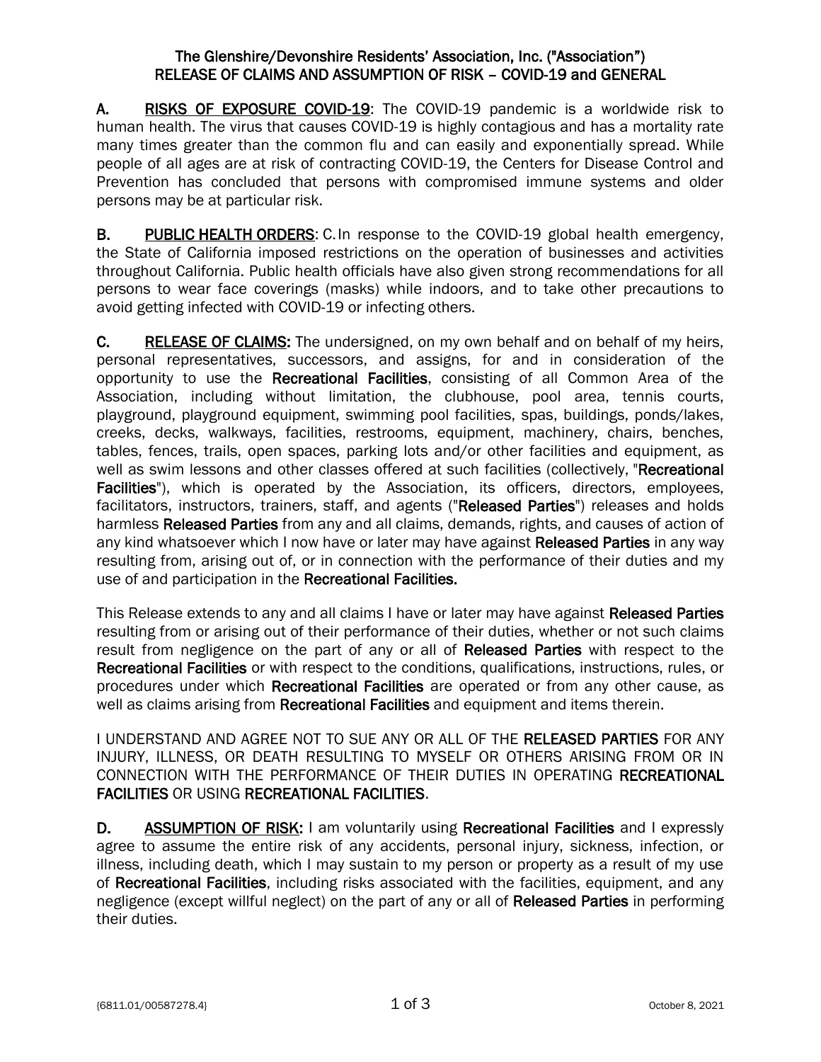# The Glenshire/Devonshire Residents' Association, Inc. ("Association")
# RELEASE OF CLAIMS AND ASSUMPTION OF RISK – COVID-19 and GENERAL

**A. RISKS OF EXPOSURE COVID-19**: The COVID-19 pandemic is a worldwide risk to human health. The virus that causes COVID-19 is highly contagious and has a mortality rate many times greater than the common flu and can easily and exponentially spread. While people of all ages are at risk of contracting COVID-19, the Centers for Disease Control and Prevention has concluded that persons with compromised immune systems and older persons may be at particular risk.

**B. PUBLIC HEALTH ORDERS**: C. In response to the COVID-19 global health emergency, the State of California imposed restrictions on the operation of businesses and activities throughout California. Public health officials have also given strong recommendations for all persons to wear face coverings (masks) while indoors, and to take other precautions to avoid getting infected with COVID-19 or infecting others.

**C. RELEASE OF CLAIMS:** The undersigned, on my own behalf and on behalf of my heirs, personal representatives, successors, and assigns, for and in consideration of the opportunity to use the **Recreational Facilities**, consisting of all Common Area of the Association, including without limitation, the clubhouse, pool area, tennis courts, playground, playground equipment, swimming pool facilities, spas, buildings, ponds/lakes, creeks, decks, walkways, facilities, restrooms, equipment, machinery, chairs, benches, tables, fences, trails, open spaces, parking lots and/or other facilities and equipment, as well as swim lessons and other classes offered at such facilities (collectively, "**Recreational Facilities**"), which is operated by the Association, its officers, directors, employees, facilitators, instructors, trainers, staff, and agents ("**Released Parties**") releases and holds harmless **Released Parties** from any and all claims, demands, rights, and causes of action of any kind whatsoever which I now have or later may have against **Released Parties** in any way resulting from, arising out of, or in connection with the performance of their duties and my use of and participation in the **Recreational Facilities.**

This Release extends to any and all claims I have or later may have against **Released Parties** resulting from or arising out of their performance of their duties, whether or not such claims result from negligence on the part of any or all of **Released Parties** with respect to the **Recreational Facilities** or with respect to the conditions, qualifications, instructions, rules, or procedures under which **Recreational Facilities** are operated or from any other cause, as well as claims arising from **Recreational Facilities** and equipment and items therein.

I UNDERSTAND AND AGREE NOT TO SUE ANY OR ALL OF THE **RELEASED PARTIES** FOR ANY INJURY, ILLNESS, OR DEATH RESULTING TO MYSELF OR OTHERS ARISING FROM OR IN CONNECTION WITH THE PERFORMANCE OF THEIR DUTIES IN OPERATING **RECREATIONAL FACILITIES** OR USING **RECREATIONAL FACILITIES**.

**D. ASSUMPTION OF RISK:** I am voluntarily using **Recreational Facilities** and I expressly agree to assume the entire risk of any accidents, personal injury, sickness, infection, or illness, including death, which I may sustain to my person or property as a result of my use of **Recreational Facilities**, including risks associated with the facilities, equipment, and any negligence (except willful neglect) on the part of any or all of **Released Parties** in performing their duties.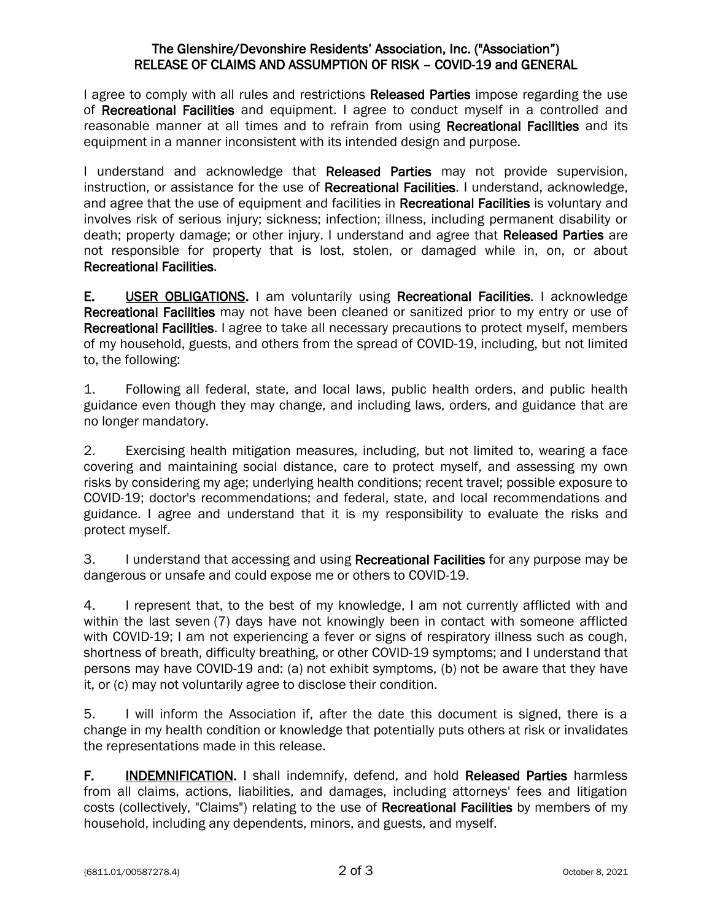I agree to comply with all rules and restrictions **Released Parties** impose regarding the use of **Recreational Facilities** and equipment. I agree to conduct myself in a controlled and reasonable manner at all times and to refrain from using **Recreational Facilities** and its equipment in a manner inconsistent with its intended design and purpose.

I understand and acknowledge that **Released Parties** may not provide supervision, instruction, or assistance for the use of **Recreational Facilities**. I understand, acknowledge, and agree that the use of equipment and facilities in **Recreational Facilities** is voluntary and involves risk of serious injury; sickness; infection; illness, including permanent disability or death; property damage; or other injury. I understand and agree that **Released Parties** are not responsible for property that is lost, stolen, or damaged while in, on, or about **Recreational Facilities**.

**E. USER OBLIGATIONS.** I am voluntarily using **Recreational Facilities**. I acknowledge **Recreational Facilities** may not have been cleaned or sanitized prior to my entry or use of **Recreational Facilities**. I agree to take all necessary precautions to protect myself, members of my household, guests, and others from the spread of COVID-19, including, but not limited to, the following:

1. Following all federal, state, and local laws, public health orders, and public health guidance even though they may change, and including laws, orders, and guidance that are no longer mandatory.

2. Exercising health mitigation measures, including, but not limited to, wearing a face covering and maintaining social distance, care to protect myself, and assessing my own risks by considering my age; underlying health conditions; recent travel; possible exposure to COVID-19; doctor's recommendations; and federal, state, and local recommendations and guidance. I agree and understand that it is my responsibility to evaluate the risks and protect myself.

3. I understand that accessing and using **Recreational Facilities** for any purpose may be dangerous or unsafe and could expose me or others to COVID-19.

4. I represent that, to the best of my knowledge, I am not currently afflicted with and within the last seven (7) days have not knowingly been in contact with someone afflicted with COVID-19; I am not experiencing a fever or signs of respiratory illness such as cough, shortness of breath, difficulty breathing, or other COVID-19 symptoms; and I understand that persons may have COVID-19 and: (a) not exhibit symptoms, (b) not be aware that they have it, or (c) may not voluntarily agree to disclose their condition.

5. I will inform the Association if, after the date this document is signed, there is a change in my health condition or knowledge that potentially puts others at risk or invalidates the representations made in this release.

**F. INDEMNIFICATION.** I shall indemnify, defend, and hold **Released Parties** harmless from all claims, actions, liabilities, and damages, including attorneys' fees and litigation costs (collectively, "Claims") relating to the use of **Recreational Facilities** by members of my household, including any dependents, minors, and guests, and myself.

{6811.01/00587278.4} October 8, 2021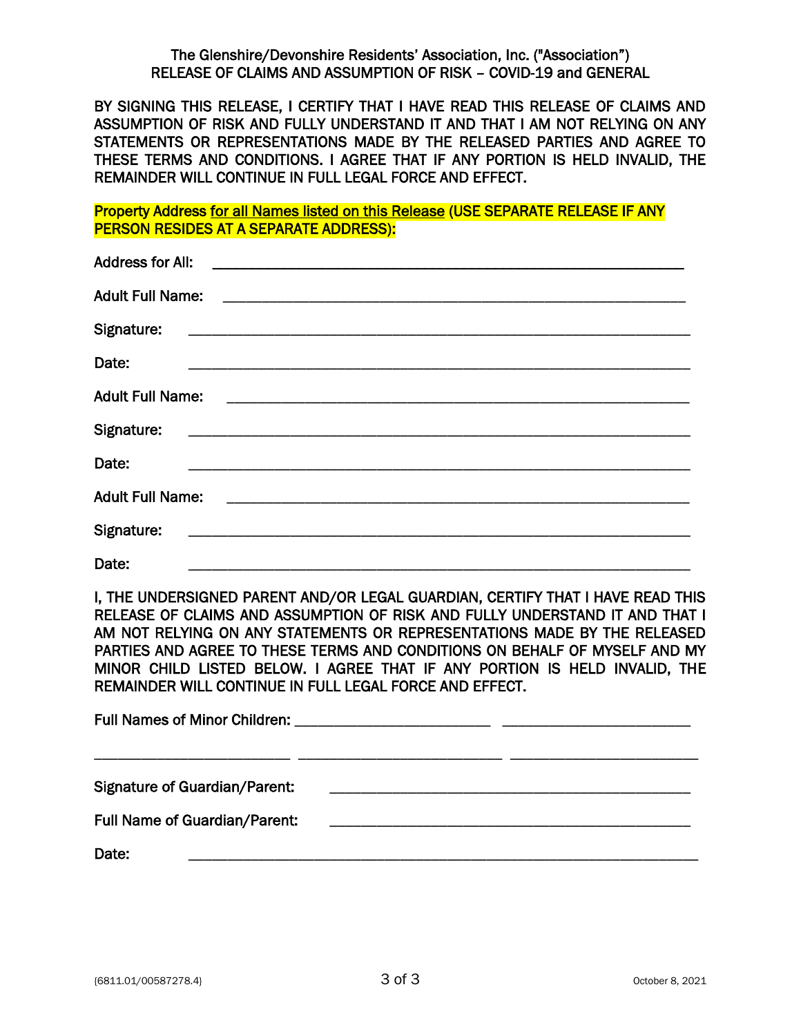The Glenshire/Devonshire Residents' Association, Inc. ("Association")
RELEASE OF CLAIMS AND ASSUMPTION OF RISK – COVID-19 and GENERAL

BY SIGNING THIS RELEASE, I CERTIFY THAT I HAVE READ THIS RELEASE OF CLAIMS AND ASSUMPTION OF RISK AND FULLY UNDERSTAND IT AND THAT I AM NOT RELYING ON ANY STATEMENTS OR REPRESENTATIONS MADE BY THE RELEASED PARTIES AND AGREE TO THESE TERMS AND CONDITIONS. I AGREE THAT IF ANY PORTION IS HELD INVALID, THE REMAINDER WILL CONTINUE IN FULL LEGAL FORCE AND EFFECT.

**Property Address <u>for all Names listed on this Release</u> (USE SEPARATE RELEASE IF ANY PERSON RESIDES AT A SEPARATE ADDRESS):**

Address for All: ____________________________________________

Adult Full Name: ____________________________________________

Signature: ____________________________________________

Date: ____________________________________________

Adult Full Name: ____________________________________________

Signature: ____________________________________________

Date: ____________________________________________

Adult Full Name: ____________________________________________

Signature: ____________________________________________

Date: ____________________________________________

I, THE UNDERSIGNED PARENT AND/OR LEGAL GUARDIAN, CERTIFY THAT I HAVE READ THIS RELEASE OF CLAIMS AND ASSUMPTION OF RISK AND FULLY UNDERSTAND IT AND THAT I AM NOT RELYING ON ANY STATEMENTS OR REPRESENTATIONS MADE BY THE RELEASED PARTIES AND AGREE TO THESE TERMS AND CONDITIONS ON BEHALF OF MYSELF AND MY MINOR CHILD LISTED BELOW. I AGREE THAT IF ANY PORTION IS HELD INVALID, THE REMAINDER WILL CONTINUE IN FULL LEGAL FORCE AND EFFECT.

Full Names of Minor Children: ____________________ ____________________

____________________ ____________________ ____________________

Signature of Guardian/Parent: ____________________________________________

Full Name of Guardian/Parent: ____________________________________________

Date: ____________________________________________

{6811.01/00587278.4} October 8, 2021